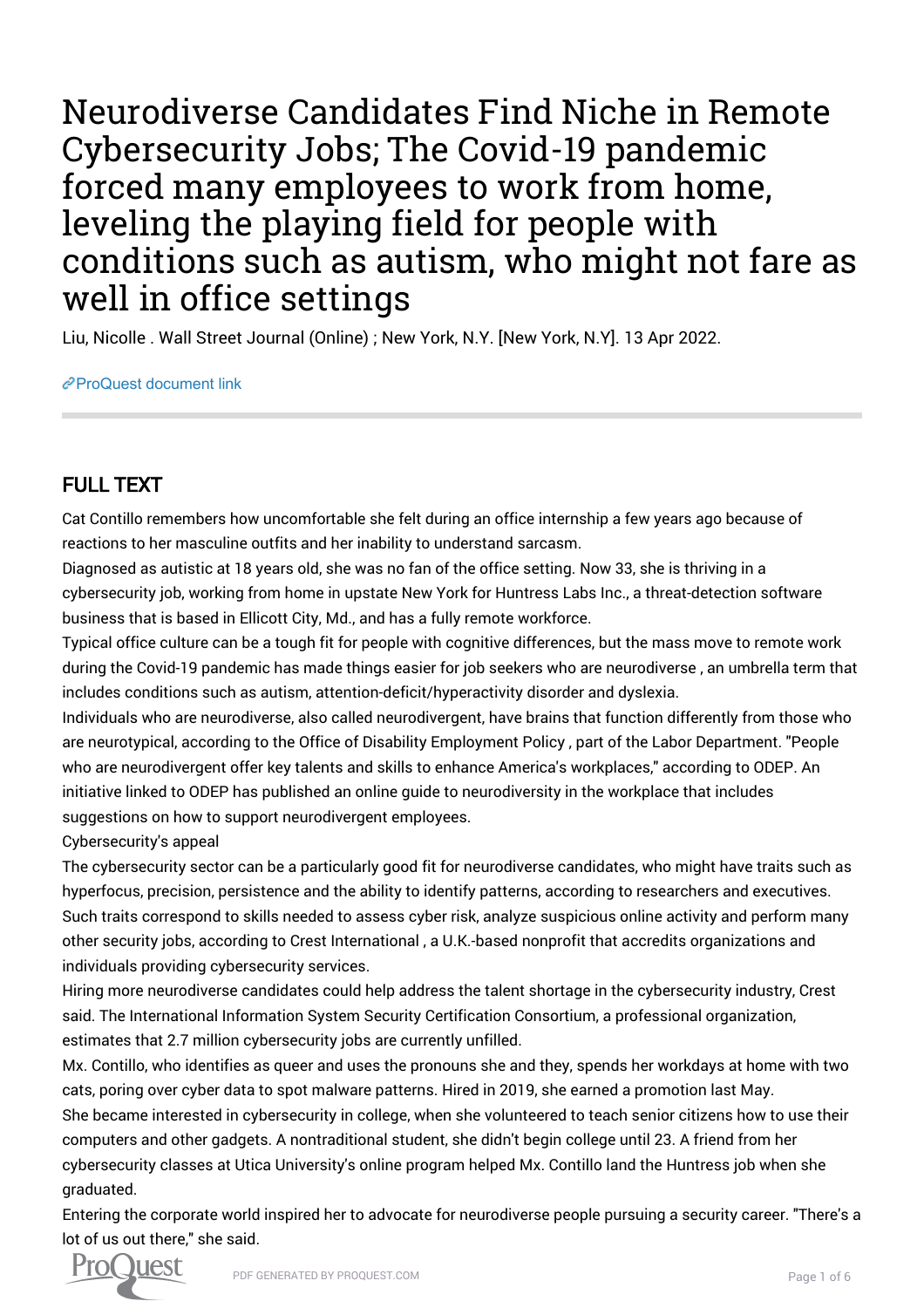# Neurodiverse Candidates Find Niche in Remote Cybersecurity Jobs; The Covid-19 pandemic forced many employees to work from home, leveling the playing field for people with conditions such as autism, who might not fare as well in office settings

Liu, Nicolle . Wall Street Journal (Online) ; New York, N.Y. [New York, N.Y]. 13 Apr 2022.

ProQuest document link

## FULL TEXT

Cat Contillo remembers how uncomfortable she felt during an office internship a few years ago because of reactions to her masculine outfits and her inability to understand sarcasm.

Diagnosed as autistic at 18 years old, she was no fan of the office setting. Now 33, she is thriving in a cybersecurity job, working from home in upstate New York for Huntress Labs Inc., a threat-detection software business that is based in Ellicott City, Md., and has a fully remote workforce.

Typical office culture can be a tough fit for people with cognitive differences, but the mass move to remote work during the Covid-19 pandemic has made things easier for job seekers who are neurodiverse , an umbrella term that includes conditions such as autism, attention-deficit/hyperactivity disorder and dyslexia.

Individuals who are neurodiverse, also called neurodivergent, have brains that function differently from those who are neurotypical, according to the Office of Disability Employment Policy , part of the Labor Department. "People who are neurodivergent offer key talents and skills to enhance America's workplaces," according to ODEP. An initiative linked to ODEP has published an online guide to neurodiversity in the workplace that includes suggestions on how to support neurodivergent employees.

Cybersecurity's appeal

The cybersecurity sector can be a particularly good fit for neurodiverse candidates, who might have traits such as hyperfocus, precision, persistence and the ability to identify patterns, according to researchers and executives. Such traits correspond to skills needed to assess cyber risk, analyze suspicious online activity and perform many other security jobs, according to Crest International , a U.K.-based nonprofit that accredits organizations and individuals providing cybersecurity services.

Hiring more neurodiverse candidates could help address the talent shortage in the cybersecurity industry, Crest said. The International Information System Security Certification Consortium, a professional organization, estimates that 2.7 million cybersecurity jobs are currently unfilled.

Mx. Contillo, who identifies as queer and uses the pronouns she and they, spends her workdays at home with two cats, poring over cyber data to spot malware patterns. Hired in 2019, she earned a promotion last May.

She became interested in cybersecurity in college, when she volunteered to teach senior citizens how to use their computers and other gadgets. A nontraditional student, she didn't begin college until 23. A friend from her cybersecurity classes at Utica University's online program helped Mx. Contillo land the Huntress job when she graduated.

Entering the corporate world inspired her to advocate for neurodiverse people pursuing a security career. "There's a lot of us out there," she said.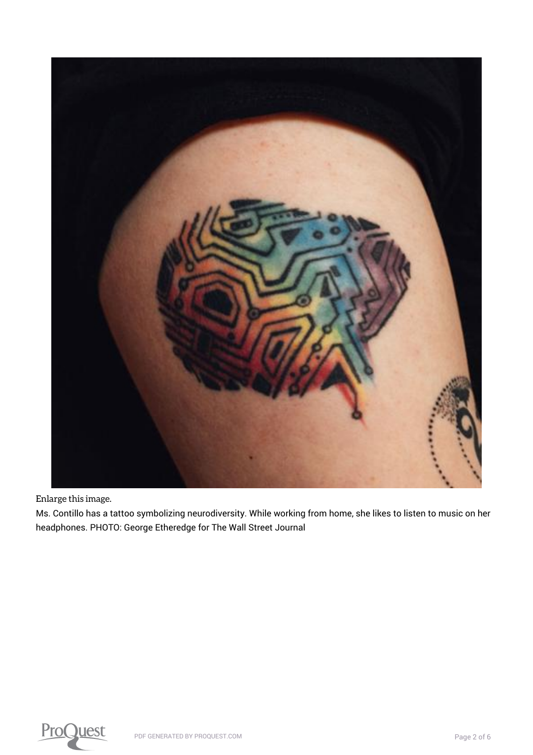Enlarge this image.

Ms. Contillo has a tattoo symbolizing neurodiversity. While working from home, she likes to listen to music on her headphones. PHOTO: George Etheredge for The Wall Street Journal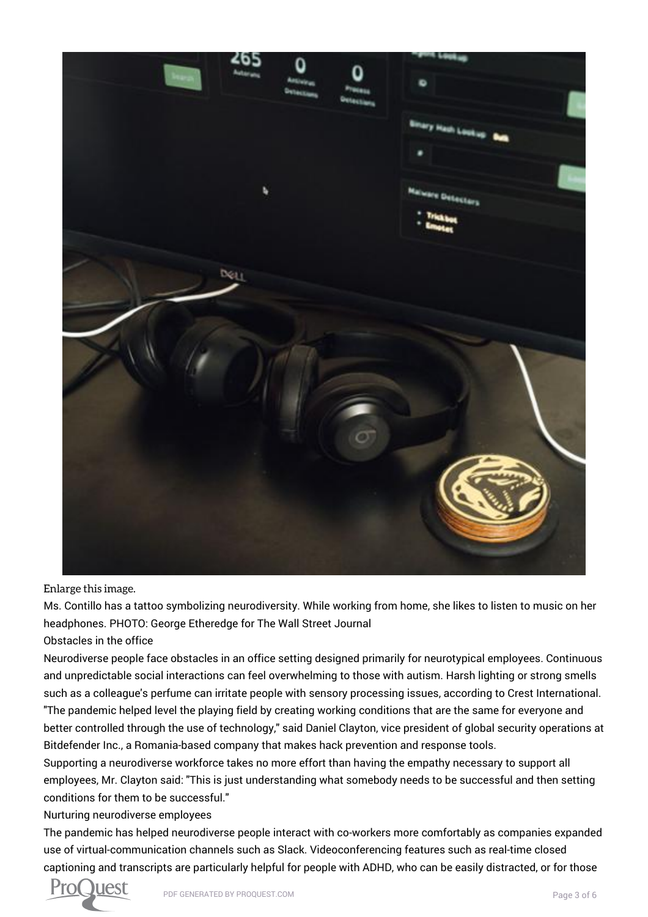Enlarge this image.

Ms. Contillo has a tattoo symbolizing neurodiversity. While working from home, she likes to listen to music on her headphones. PHOTO: George Etheredge for The Wall Street Journal

Obstacles in the office

Neurodiverse people face obstacles in an office setting designed primarily for neurotypical employees. Continuous and unpredictable social interactions can feel overwhelming to those with autism. Harsh lighting or strong smells such as a colleague's perfume can irritate people with sensory processing issues, according to Crest International.

"The pandemic helped level the playing field by creating working conditions that are the same for everyone and better controlled through the use of technology," said Daniel Clayton, vice president of global security operations at Bitdefender Inc., a Romania-based company that makes hack prevention and response tools.

Supporting a neurodiverse workforce takes no more effort than having the empathy necessary to support all employees, Mr. Clayton said: "This is just understanding what somebody needs to be successful and then setting conditions for them to be successful."

Nurturing neurodiverse employees

The pandemic has helped neurodiverse people interact with co-workers more comfortably as companies expanded use of virtual-communication channels such as Slack. Videoconferencing features such as real-time closed captioning and transcripts are particularly helpful for people with ADHD, who can be easily distracted, or for those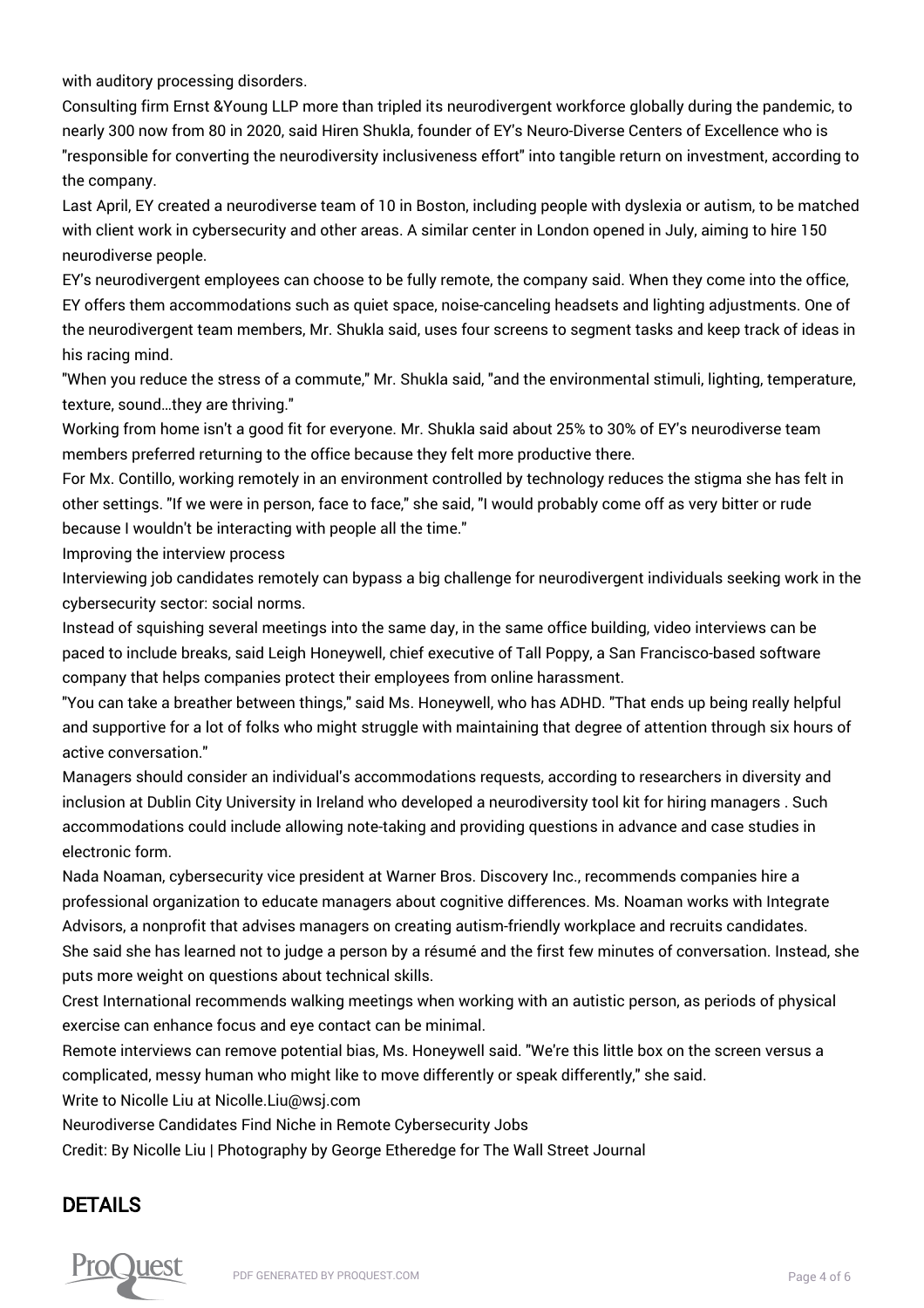with auditory processing disorders.

Consulting firm Ernst &Young LLP more than tripled its neurodivergent workforce globally during the pandemic, to nearly 300 now from 80 in 2020, said Hiren Shukla, founder of EY's Neuro-Diverse Centers of Excellence who is "responsible for converting the neurodiversity inclusiveness effort" into tangible return on investment, according to the company.

Last April, EY created a neurodiverse team of 10 in Boston, including people with dyslexia or autism, to be matched with client work in cybersecurity and other areas. A similar center in London opened in July, aiming to hire 150 neurodiverse people.

EY's neurodivergent employees can choose to be fully remote, the company said. When they come into the office, EY offers them accommodations such as quiet space, noise-canceling headsets and lighting adjustments. One of the neurodivergent team members, Mr. Shukla said, uses four screens to segment tasks and keep track of ideas in his racing mind.

"When you reduce the stress of a commute," Mr. Shukla said, "and the environmental stimuli, lighting, temperature, texture, sound...they are thriving."

Working from home isn't a good fit for everyone. Mr. Shukla said about 25% to 30% of EY's neurodiverse team members preferred returning to the office because they felt more productive there.

For Mx. Contillo, working remotely in an environment controlled by technology reduces the stigma she has felt in other settings. "If we were in person, face to face," she said, "I would probably come off as very bitter or rude because I wouldn't be interacting with people all the time."

Improving the interview process

Interviewing job candidates remotely can bypass a big challenge for neurodivergent individuals seeking work in the cybersecurity sector: social norms.

Instead of squishing several meetings into the same day, in the same office building, video interviews can be paced to include breaks, said Leigh Honeywell, chief executive of Tall Poppy, a San Francisco-based software company that helps companies protect their employees from online harassment.

"You can take a breather between things," said Ms. Honeywell, who has ADHD. "That ends up being really helpful and supportive for a lot of folks who might struggle with maintaining that degree of attention through six hours of active conversation."

Managers should consider an individual's accommodations requests, according to researchers in diversity and inclusion at Dublin City University in Ireland who developed a neurodiversity tool kit for hiring managers . Such accommodations could include allowing note-taking and providing questions in advance and case studies in electronic form.

Nada Noaman, cybersecurity vice president at Warner Bros. Discovery Inc., recommends companies hire a professional organization to educate managers about cognitive differences. Ms. Noaman works with Integrate Advisors, a nonprofit that advises managers on creating autism-friendly workplace and recruits candidates.

She said she has learned not to judge a person by a résumé and the first few minutes of conversation. Instead, she puts more weight on questions about technical skills.

Crest International recommends walking meetings when working with an autistic person, as periods of physical exercise can enhance focus and eye contact can be minimal.

Remote interviews can remove potential bias, Ms. Honeywell said. "We're this little box on the screen versus a complicated, messy human who might like to move differently or speak differently," she said.

Write to Nicolle Liu at Nicolle.Liu@wsj.com

Neurodiverse Candidates Find Niche in Remote Cybersecurity Jobs

Credit: By Nicolle Liu | Photography by George Etheredge for The Wall Street Journal

## DETAILS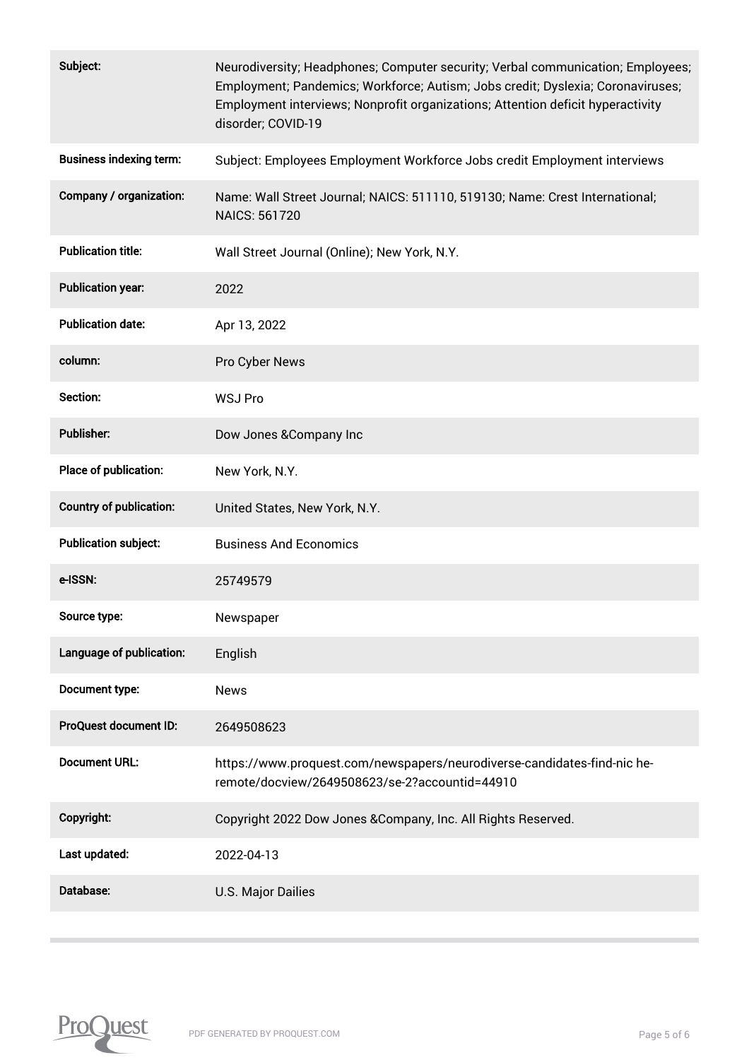| | |
|---|---|
| **Subject:** | Neurodiversity; Headphones; Computer security; Verbal communication; Employees; Employment; Pandemics; Workforce; Autism; Jobs credit; Dyslexia; Coronaviruses; Employment interviews; Nonprofit organizations; Attention deficit hyperactivity disorder; COVID-19 |
| **Business indexing term:** | Subject: Employees Employment Workforce Jobs credit Employment interviews |
| **Company / organization:** | Name: Wall Street Journal; NAICS: 511110, 519130; Name: Crest International; NAICS: 561720 |
| **Publication title:** | Wall Street Journal (Online); New York, N.Y. |
| **Publication year:** | 2022 |
| **Publication date:** | Apr 13, 2022 |
| **column:** | Pro Cyber News |
| **Section:** | WSJ Pro |
| **Publisher:** | Dow Jones &Company Inc |
| **Place of publication:** | New York, N.Y. |
| **Country of publication:** | United States, New York, N.Y. |
| **Publication subject:** | Business And Economics |
| **e-ISSN:** | 25749579 |
| **Source type:** | Newspaper |
| **Language of publication:** | English |
| **Document type:** | News |
| **ProQuest document ID:** | 2649508623 |
| **Document URL:** | https://www.proquest.com/newspapers/neurodiverse-candidates-find-nic he-remote/docview/2649508623/se-2?accountid=44910 |
| **Copyright:** | Copyright 2022 Dow Jones &Company, Inc. All Rights Reserved. |
| **Last updated:** | 2022-04-13 |
| **Database:** | U.S. Major Dailies |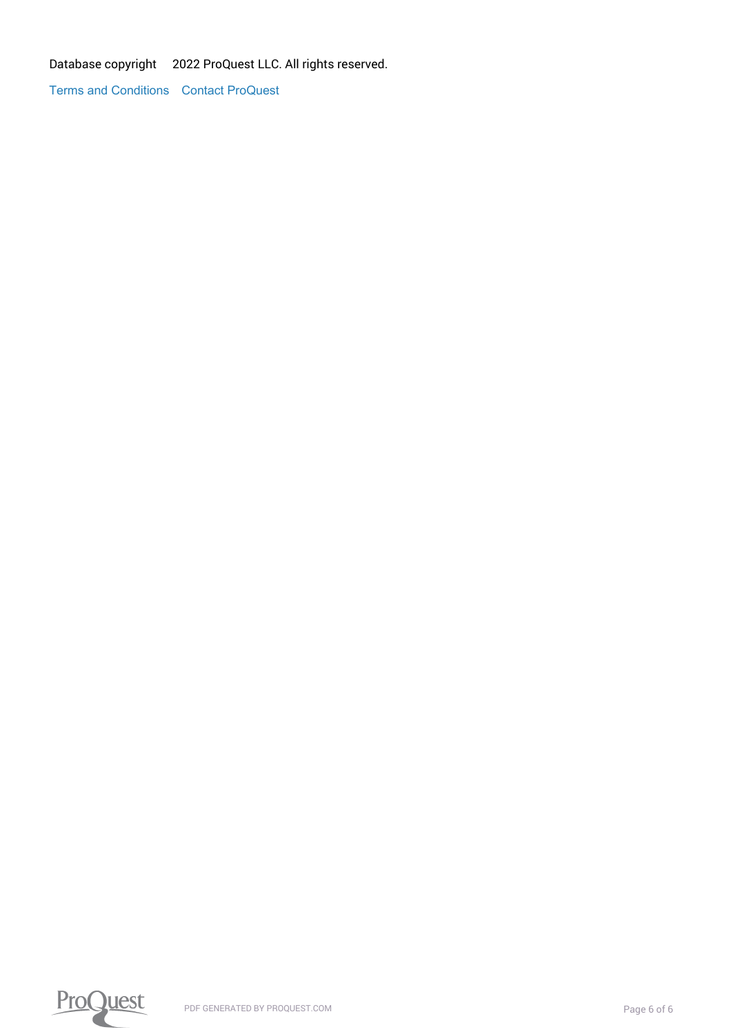Database copyright 2022 ProQuest LLC. All rights reserved.

Terms and Conditions Contact ProQuest